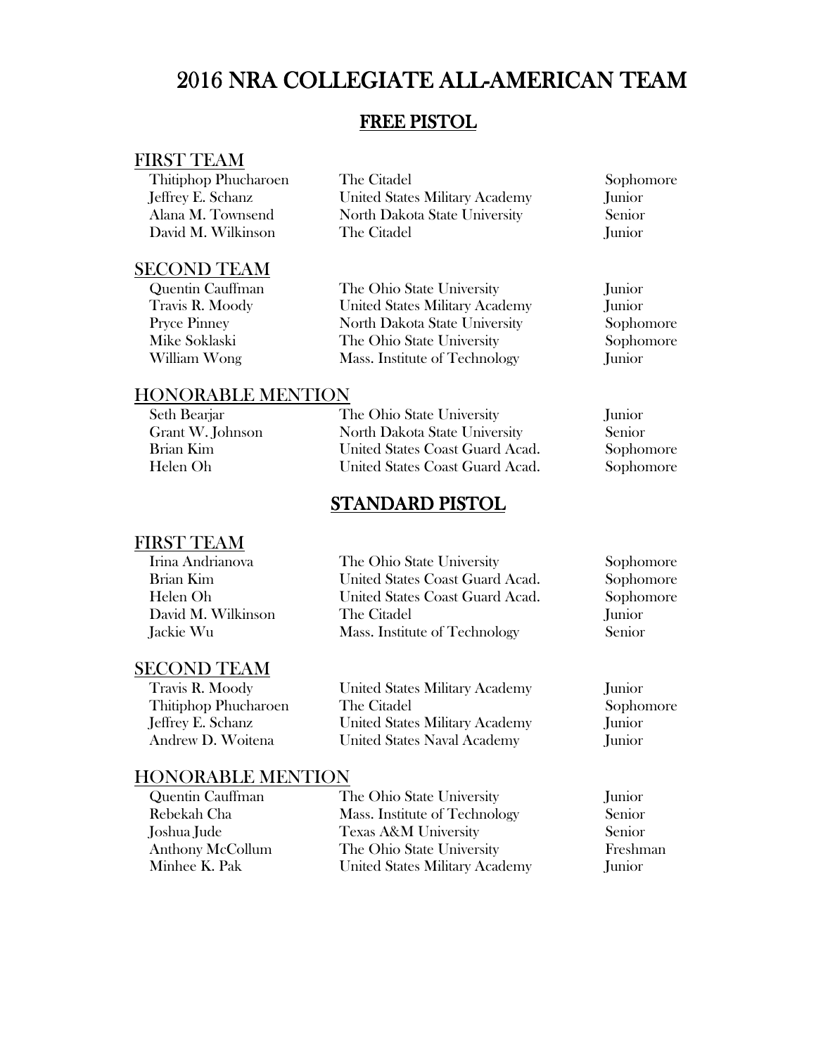# 2016 NRA COLLEGIATE ALL-AMERICAN TEAM

## FREE PISTOL

### FIRST TEAM

| | | |
|---|---|---|
| Thitiphop Phucharoen | The Citadel | Sophomore |
| Jeffrey E. Schanz | United States Military Academy | Junior |
| Alana M. Townsend | North Dakota State University | Senior |
| David M. Wilkinson | The Citadel | Junior |

### SECOND TEAM

| | | |
|---|---|---|
| Quentin Cauffman | The Ohio State University | Junior |
| Travis R. Moody | United States Military Academy | Junior |
| Pryce Pinney | North Dakota State University | Sophomore |
| Mike Soklaski | The Ohio State University | Sophomore |
| William Wong | Mass. Institute of Technology | Junior |

### HONORABLE MENTION

| | | |
|---|---|---|
| Seth Bearjar | The Ohio State University | Junior |
| Grant W. Johnson | North Dakota State University | Senior |
| Brian Kim | United States Coast Guard Acad. | Sophomore |
| Helen Oh | United States Coast Guard Acad. | Sophomore |

## STANDARD PISTOL

### FIRST TEAM

| | | |
|---|---|---|
| Irina Andrianova | The Ohio State University | Sophomore |
| Brian Kim | United States Coast Guard Acad. | Sophomore |
| Helen Oh | United States Coast Guard Acad. | Sophomore |
| David M. Wilkinson | The Citadel | Junior |
| Jackie Wu | Mass. Institute of Technology | Senior |

### SECOND TEAM

| | | |
|---|---|---|
| Travis R. Moody | United States Military Academy | Junior |
| Thitiphop Phucharoen | The Citadel | Sophomore |
| Jeffrey E. Schanz | United States Military Academy | Junior |
| Andrew D. Woitena | United States Naval Academy | Junior |

### HONORABLE MENTION

| | | |
|---|---|---|
| Quentin Cauffman | The Ohio State University | Junior |
| Rebekah Cha | Mass. Institute of Technology | Senior |
| Joshua Jude | Texas A&M University | Senior |
| Anthony McCollum | The Ohio State University | Freshman |
| Minhee K. Pak | United States Military Academy | Junior |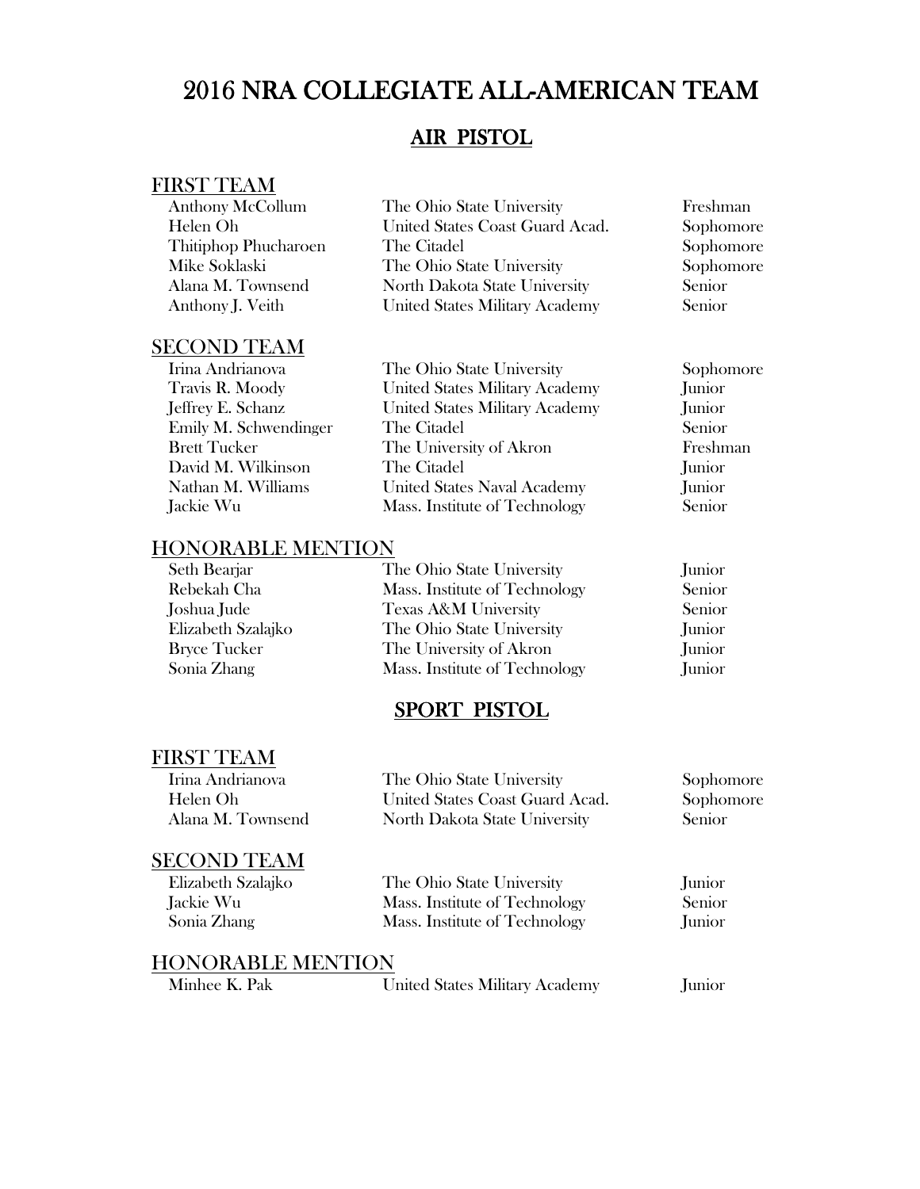# 2016 NRA COLLEGIATE ALL-AMERICAN TEAM

## AIR PISTOL

### FIRST TEAM

| | | |
|---|---|---|
| Anthony McCollum | The Ohio State University | Freshman |
| Helen Oh | United States Coast Guard Acad. | Sophomore |
| Thitiphop Phucharoen | The Citadel | Sophomore |
| Mike Soklaski | The Ohio State University | Sophomore |
| Alana M. Townsend | North Dakota State University | Senior |
| Anthony J. Veith | United States Military Academy | Senior |

### SECOND TEAM

| | | |
|---|---|---|
| Irina Andrianova | The Ohio State University | Sophomore |
| Travis R. Moody | United States Military Academy | Junior |
| Jeffrey E. Schanz | United States Military Academy | Junior |
| Emily M. Schwendinger | The Citadel | Senior |
| Brett Tucker | The University of Akron | Freshman |
| David M. Wilkinson | The Citadel | Junior |
| Nathan M. Williams | United States Naval Academy | Junior |
| Jackie Wu | Mass. Institute of Technology | Senior |

### HONORABLE MENTION

| | | |
|---|---|---|
| Seth Bearjar | The Ohio State University | Junior |
| Rebekah Cha | Mass. Institute of Technology | Senior |
| Joshua Jude | Texas A&M University | Senior |
| Elizabeth Szalajko | The Ohio State University | Junior |
| Bryce Tucker | The University of Akron | Junior |
| Sonia Zhang | Mass. Institute of Technology | Junior |

## SPORT PISTOL

### FIRST TEAM

| | | |
|---|---|---|
| Irina Andrianova | The Ohio State University | Sophomore |
| Helen Oh | United States Coast Guard Acad. | Sophomore |
| Alana M. Townsend | North Dakota State University | Senior |

### SECOND TEAM

| | | |
|---|---|---|
| Elizabeth Szalajko | The Ohio State University | Junior |
| Jackie Wu | Mass. Institute of Technology | Senior |
| Sonia Zhang | Mass. Institute of Technology | Junior |

### HONORABLE MENTION

| | | |
|---|---|---|
| Minhee K. Pak | United States Military Academy | Junior |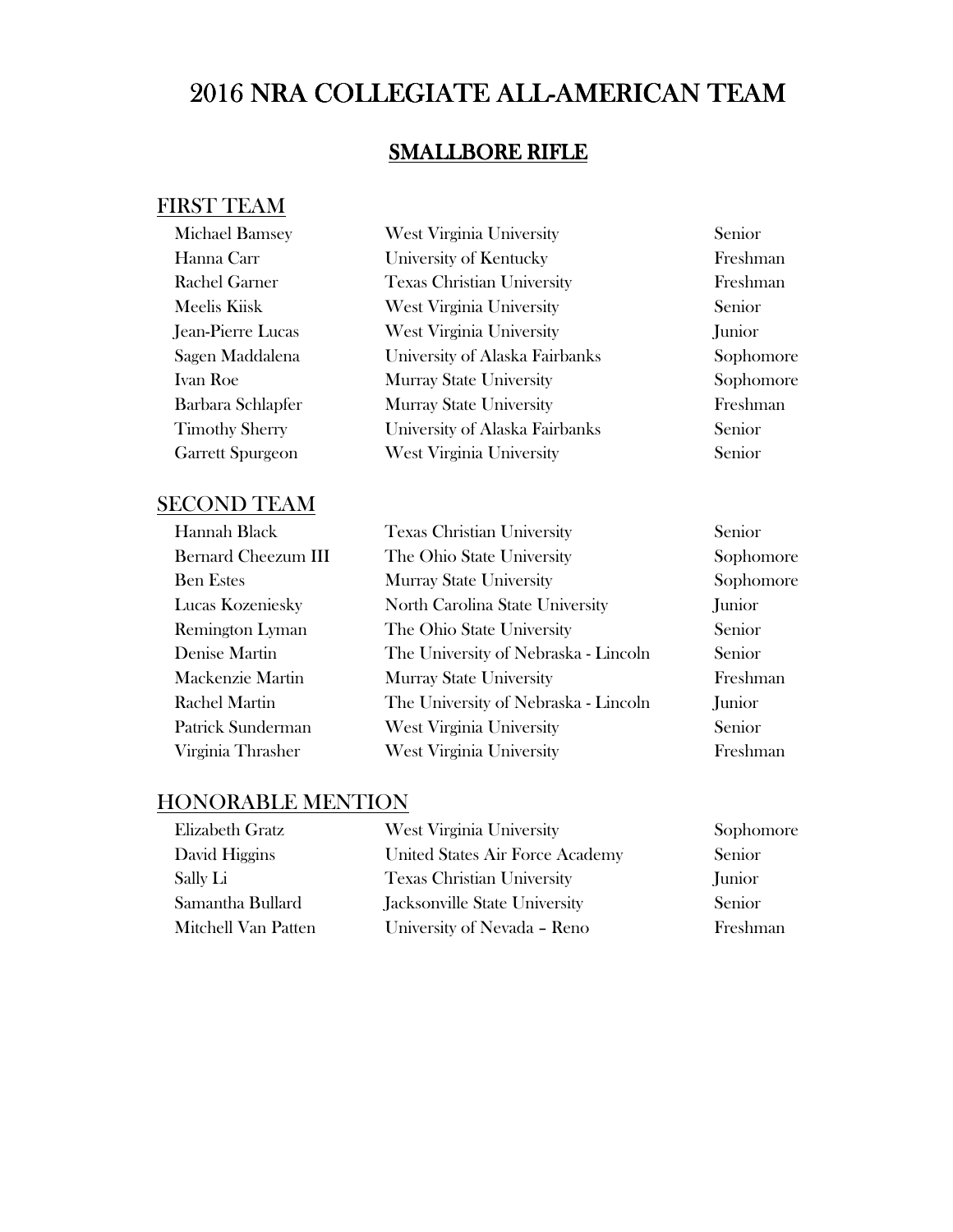# 2016 NRA COLLEGIATE ALL-AMERICAN TEAM

## SMALLBORE RIFLE

### FIRST TEAM

| | | |
|---|---|---|
| Michael Bamsey | West Virginia University | Senior |
| Hanna Carr | University of Kentucky | Freshman |
| Rachel Garner | Texas Christian University | Freshman |
| Meelis Kiisk | West Virginia University | Senior |
| Jean-Pierre Lucas | West Virginia University | Junior |
| Sagen Maddalena | University of Alaska Fairbanks | Sophomore |
| Ivan Roe | Murray State University | Sophomore |
| Barbara Schlapfer | Murray State University | Freshman |
| Timothy Sherry | University of Alaska Fairbanks | Senior |
| Garrett Spurgeon | West Virginia University | Senior |

### SECOND TEAM

| | | |
|---|---|---|
| Hannah Black | Texas Christian University | Senior |
| Bernard Cheezum III | The Ohio State University | Sophomore |
| Ben Estes | Murray State University | Sophomore |
| Lucas Kozeniesky | North Carolina State University | Junior |
| Remington Lyman | The Ohio State University | Senior |
| Denise Martin | The University of Nebraska - Lincoln | Senior |
| Mackenzie Martin | Murray State University | Freshman |
| Rachel Martin | The University of Nebraska - Lincoln | Junior |
| Patrick Sunderman | West Virginia University | Senior |
| Virginia Thrasher | West Virginia University | Freshman |

### HONORABLE MENTION

| | | |
|---|---|---|
| Elizabeth Gratz | West Virginia University | Sophomore |
| David Higgins | United States Air Force Academy | Senior |
| Sally Li | Texas Christian University | Junior |
| Samantha Bullard | Jacksonville State University | Senior |
| Mitchell Van Patten | University of Nevada – Reno | Freshman |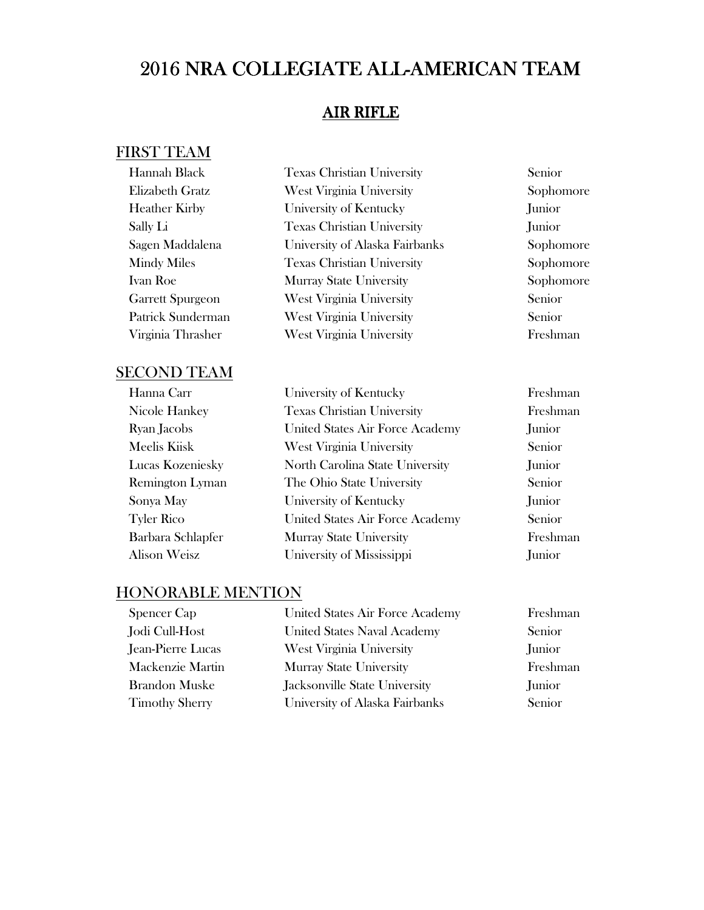# 2016 NRA COLLEGIATE ALL-AMERICAN TEAM

## AIR RIFLE

### FIRST TEAM

| | | |
|---|---|---|
| Hannah Black | Texas Christian University | Senior |
| Elizabeth Gratz | West Virginia University | Sophomore |
| Heather Kirby | University of Kentucky | Junior |
| Sally Li | Texas Christian University | Junior |
| Sagen Maddalena | University of Alaska Fairbanks | Sophomore |
| Mindy Miles | Texas Christian University | Sophomore |
| Ivan Roe | Murray State University | Sophomore |
| Garrett Spurgeon | West Virginia University | Senior |
| Patrick Sunderman | West Virginia University | Senior |
| Virginia Thrasher | West Virginia University | Freshman |

### SECOND TEAM

| | | |
|---|---|---|
| Hanna Carr | University of Kentucky | Freshman |
| Nicole Hankey | Texas Christian University | Freshman |
| Ryan Jacobs | United States Air Force Academy | Junior |
| Meelis Kiisk | West Virginia University | Senior |
| Lucas Kozeniesky | North Carolina State University | Junior |
| Remington Lyman | The Ohio State University | Senior |
| Sonya May | University of Kentucky | Junior |
| Tyler Rico | United States Air Force Academy | Senior |
| Barbara Schlapfer | Murray State University | Freshman |
| Alison Weisz | University of Mississippi | Junior |

### HONORABLE MENTION

| | | |
|---|---|---|
| Spencer Cap | United States Air Force Academy | Freshman |
| Jodi Cull-Host | United States Naval Academy | Senior |
| Jean-Pierre Lucas | West Virginia University | Junior |
| Mackenzie Martin | Murray State University | Freshman |
| Brandon Muske | Jacksonville State University | Junior |
| Timothy Sherry | University of Alaska Fairbanks | Senior |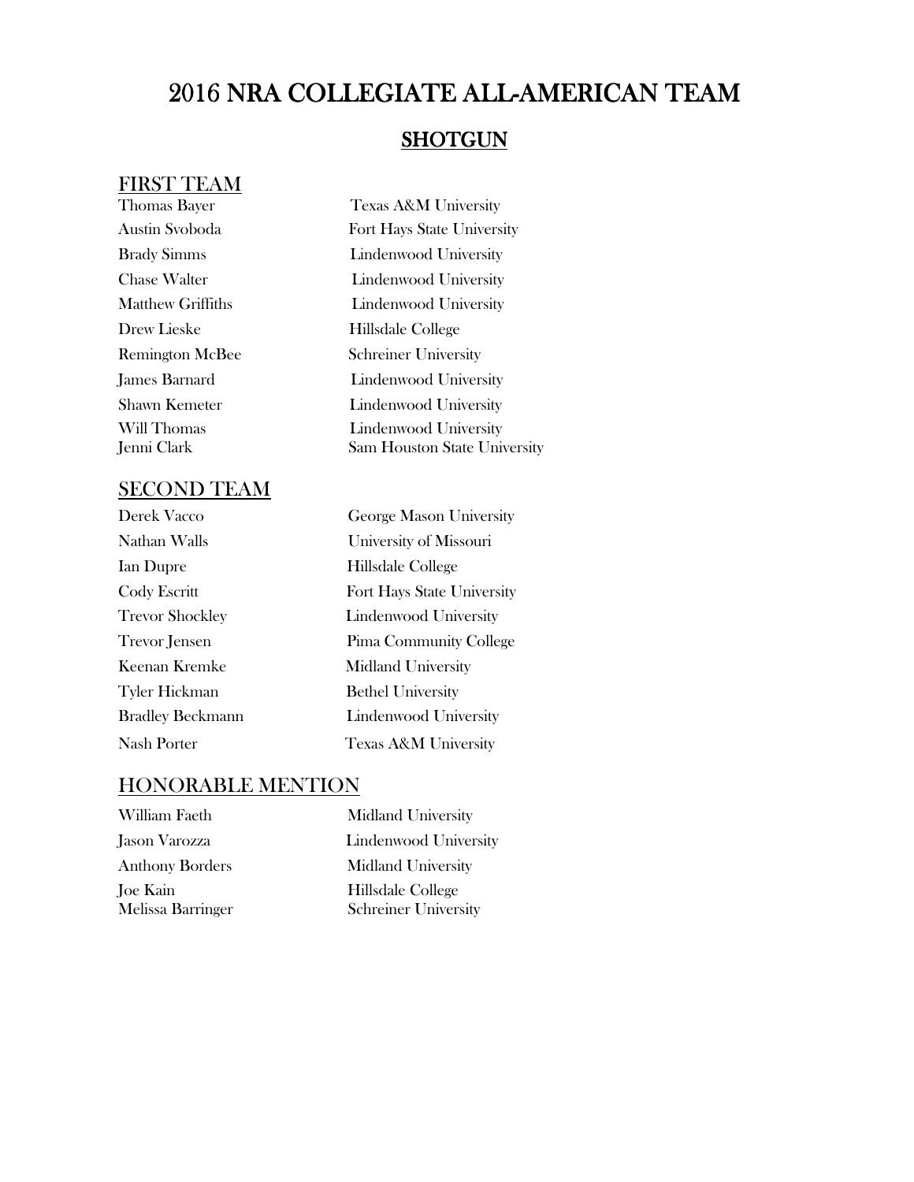# 2016 NRA COLLEGIATE ALL-AMERICAN TEAM

## SHOTGUN

### FIRST TEAM

| Name | School |
|---|---|
| Thomas Bayer | Texas A&M University |
| Austin Svoboda | Fort Hays State University |
| Brady Simms | Lindenwood University |
| Chase Walter | Lindenwood University |
| Matthew Griffiths | Lindenwood University |
| Drew Lieske | Hillsdale College |
| Remington McBee | Schreiner University |
| James Barnard | Lindenwood University |
| Shawn Kemeter | Lindenwood University |
| Will Thomas | Lindenwood University |
| Jenni Clark | Sam Houston State University |

### SECOND TEAM

| Name | School |
|---|---|
| Derek Vacco | George Mason University |
| Nathan Walls | University of Missouri |
| Ian Dupre | Hillsdale College |
| Cody Escritt | Fort Hays State University |
| Trevor Shockley | Lindenwood University |
| Trevor Jensen | Pima Community College |
| Keenan Kremke | Midland University |
| Tyler Hickman | Bethel University |
| Bradley Beckmann | Lindenwood University |
| Nash Porter | Texas A&M University |

### HONORABLE MENTION

| Name | School |
|---|---|
| William Faeth | Midland University |
| Jason Varozza | Lindenwood University |
| Anthony Borders | Midland University |
| Joe Kain | Hillsdale College |
| Melissa Barringer | Schreiner University |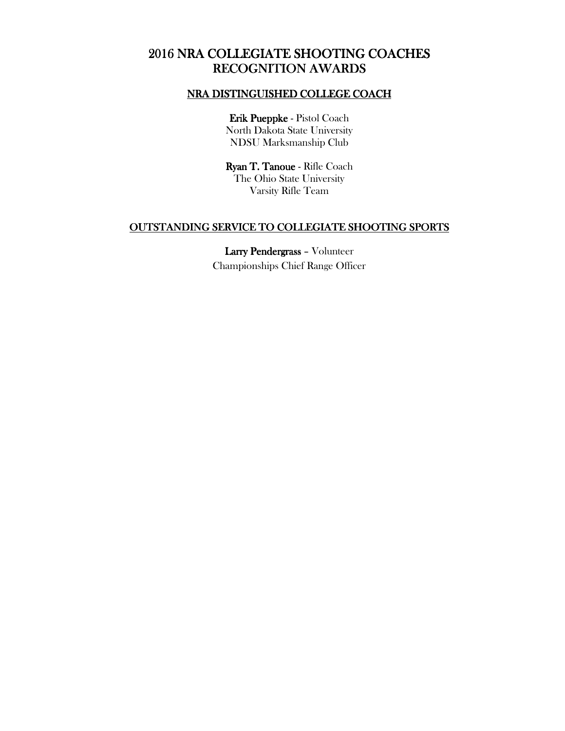# 2016 NRA COLLEGIATE SHOOTING COACHES RECOGNITION AWARDS

## NRA DISTINGUISHED COLLEGE COACH

**Erik Pueppke** - Pistol Coach
North Dakota State University
NDSU Marksmanship Club

**Ryan T. Tanoue** - Rifle Coach
The Ohio State University
Varsity Rifle Team

## OUTSTANDING SERVICE TO COLLEGIATE SHOOTING SPORTS

**Larry Pendergrass** – Volunteer
Championships Chief Range Officer